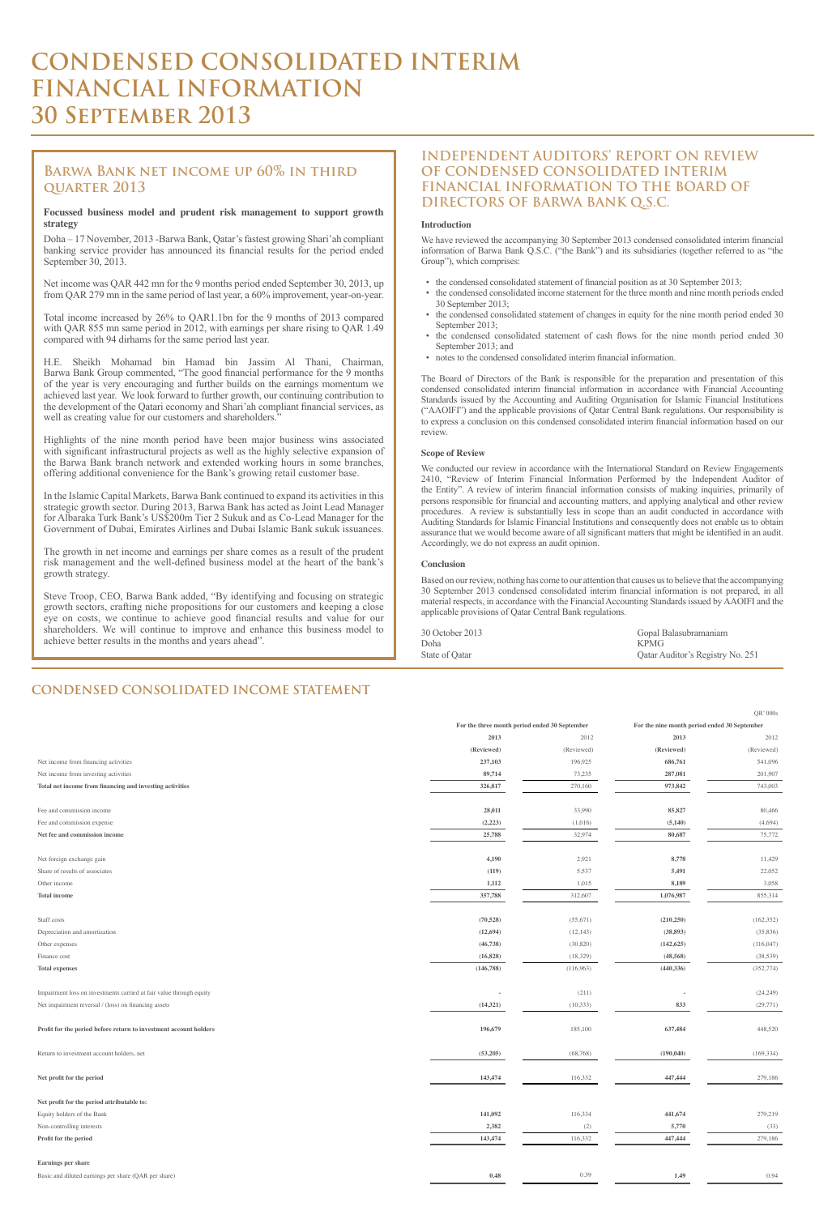# CONDENSED CONSOLIDATED INTERIM FINANCIAL INFORMATION 30 September 2013

## Barwa Bank net income up 60% in third quarter 2013

**Focussed business model and prudent risk management to support growth strategy**

Doha – 17 November, 2013 -Barwa Bank, Qatar's fastest growing Shari'ah compliant banking service provider has announced its financial results for the period ended September 30, 2013.

Net income was QAR 442 mn for the 9 months period ended September 30, 2013, up from QAR 279 mn in the same period of last year, a 60% improvement, year-on-year.

Total income increased by 26% to QAR1.1bn for the 9 months of 2013 compared with QAR 855 mn same period in 2012, with earnings per share rising to QAR 1.49 compared with 94 dirhams for the same period last year.

H.E. Sheikh Mohamad bin Hamad bin Jassim Al Thani, Chairman, Barwa Bank Group commented, "The good financial performance for the 9 months of the year is very encouraging and further builds on the earnings momentum we achieved last year. We look forward to further growth, our continuing contribution to the development of the Qatari economy and Shari'ah compliant financial services, as well as creating value for our customers and shareholders."

Highlights of the nine month period have been major business wins associated with significant infrastructural projects as well as the highly selective expansion of the Barwa Bank branch network and extended working hours in some branches, offering additional convenience for the Bank's growing retail customer base.

In the Islamic Capital Markets, Barwa Bank continued to expand its activities in this strategic growth sector. During 2013, Barwa Bank has acted as Joint Lead Manager for Albaraka Turk Bank's US$200m Tier 2 Sukuk and as Co-Lead Manager for the Government of Dubai, Emirates Airlines and Dubai Islamic Bank sukuk issuances.

The growth in net income and earnings per share comes as a result of the prudent risk management and the well-defined business model at the heart of the bank's growth strategy.

Steve Troop, CEO, Barwa Bank added, "By identifying and focusing on strategic growth sectors, crafting niche propositions for our customers and keeping a close eye on costs, we continue to achieve good financial results and value for our shareholders. We will continue to improve and enhance this business model to achieve better results in the months and years ahead".

## INDEPENDENT AUDITORS' REPORT ON REVIEW OF CONDENSED CONSOLIDATED INTERIM FINANCIAL INFORMATION TO THE BOARD OF DIRECTORS OF BARWA BANK Q.S.C.

**Introduction**

We have reviewed the accompanying 30 September 2013 condensed consolidated interim financial information of Barwa Bank Q.S.C. ("the Bank") and its subsidiaries (together referred to as "the Group"), which comprises:

- the condensed consolidated statement of financial position as at 30 September 2013;
- the condensed consolidated income statement for the three month and nine month periods ended 30 September 2013;
- the condensed consolidated statement of changes in equity for the nine month period ended 30 September 2013;
- the condensed consolidated statement of cash flows for the nine month period ended 30 September 2013; and
- notes to the condensed consolidated interim financial information.

The Board of Directors of the Bank is responsible for the preparation and presentation of this condensed consolidated interim financial information in accordance with Financial Accounting Standards issued by the Accounting and Auditing Organisation for Islamic Financial Institutions ("AAOIFI") and the applicable provisions of Qatar Central Bank regulations. Our responsibility is to express a conclusion on this condensed consolidated interim financial information based on our review.

**Scope of Review**

We conducted our review in accordance with the International Standard on Review Engagements 2410, "Review of Interim Financial Information Performed by the Independent Auditor of the Entity". A review of interim financial information consists of making inquiries, primarily of persons responsible for financial and accounting matters, and applying analytical and other review procedures. A review is substantially less in scope than an audit conducted in accordance with Auditing Standards for Islamic Financial Institutions and consequently does not enable us to obtain assurance that we would become aware of all significant matters that might be identified in an audit. Accordingly, we do not express an audit opinion.

**Conclusion**

Based on our review, nothing has come to our attention that causes us to believe that the accompanying 30 September 2013 condensed consolidated interim financial information is not prepared, in all material respects, in accordance with the Financial Accounting Standards issued by AAOIFI and the applicable provisions of Qatar Central Bank regulations.

| | |
|---|---|
| 30 October 2013 | Gopal Balasubramaniam |
| Doha | KPMG |
| State of Qatar | Qatar Auditor's Registry No. 251 |

## CONDENSED CONSOLIDATED INCOME STATEMENT

QR' 000s

| | For the three month period ended 30 September | | For the nine month period ended 30 September | |
|---|---|---|---|---|
| | **2013** | 2012 | **2013** | 2012 |
| | **(Reviewed)** | (Reviewed) | **(Reviewed)** | (Reviewed) |
| Net income from financing activities | **237,103** | 196,925 | **686,761** | 541,096 |
| Net income from investing activities | **89,714** | 73,235 | **287,081** | 201,907 |
| **Total net income from financing and investing activities** | **326,817** | 270,160 | **973,842** | 743,003 |
| | | | | |
| Fee and commission income | **28,011** | 33,990 | **85,827** | 80,466 |
| Fee and commission expense | **(2,223)** | (1,016) | **(5,140)** | (4,694) |
| **Net fee and commission income** | **25,788** | 32,974 | **80,687** | 75,772 |
| | | | | |
| Net foreign exchange gain | **4,190** | 2,921 | **8,778** | 11,429 |
| Share of results of associates | **(119)** | 5,537 | **5,491** | 22,052 |
| Other income | **1,112** | 1,015 | **8,189** | 3,058 |
| **Total income** | **357,788** | 312,607 | **1,076,987** | 855,314 |
| | | | | |
| Staff costs | **(70,528)** | (55,671) | **(210,250)** | (162,352) |
| Depreciation and amortization | **(12,694)** | (12,143) | **(38,893)** | (35,836) |
| Other expenses | **(46,738)** | (30,820) | **(142,625)** | (116,047) |
| Finance cost | **(16,828)** | (18,329) | **(48,568)** | (38,539) |
| **Total expenses** | **(146,788)** | (116,963) | **(440,336)** | (352,774) |
| | | | | |
| Impairment loss on investments carried at fair value through equity | **-** | (211) | **-** | (24,249) |
| Net impairment reversal / (loss) on financing assets | **(14,321)** | (10,333) | **833** | (29,771) |
| | | | | |
| **Profit for the period before return to investment account holders** | **196,679** | 185,100 | **637,484** | 448,520 |
| | | | | |
| Return to investment account holders, net | **(53,205)** | (68,768) | **(190,040)** | (169,334) |
| | | | | |
| **Net profit for the period** | **143,474** | 116,332 | **447,444** | 279,186 |
| | | | | |
| **Net profit for the period attributable to:** | | | | |
| Equity holders of the Bank | **141,092** | 116,334 | **441,674** | 279,219 |
| Non-controlling interests | **2,382** | (2) | **5,770** | (33) |
| **Profit for the period** | **143,474** | 116,332 | **447,444** | 279,186 |
| | | | | |
| **Earnings per share** | | | | |
| Basic and diluted earnings per share (QAR per share) | **0.48** | 0.39 | **1.49** | 0.94 |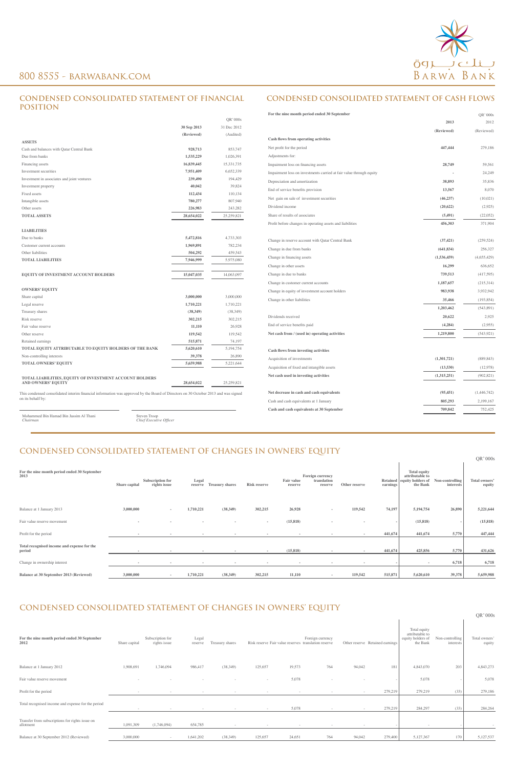800 8555 - BARWABANK.COM

بنك بروة
BARWA BANK

## CONDENSED CONSOLIDATED STATEMENT OF FINANCIAL POSITION

| | | QR' 000s |
|---|---|---|
| | **30 Sep 2013** | 31 Dec 2012 |
| | **(Reviewed)** | (Audited) |
| **ASSETS** | | |
| Cash and balances with Qatar Central Bank | **928,713** | 853,747 |
| Due from banks | **1,535,229** | 1,026,391 |
| Financing assets | **16,839,445** | 15,331,735 |
| Investment securities | **7,951,409** | 6,652,339 |
| Investment in associates and joint ventures | **239,490** | 194,429 |
| Investment property | **40,042** | 39,824 |
| Fixed assets | **112,434** | 110,134 |
| Intangible assets | **780,277** | 807,940 |
| Other assets | **226,983** | 243,282 |
| **TOTAL ASSETS** | **28,654,022** | 25,259,821 |
| **LIABILITIES** | | |
| Due to banks | **5,472,816** | 4,733,303 |
| Customer current accounts | **1,969,891** | 782,234 |
| Other liabilities | **504,292** | 459,543 |
| **TOTAL LIABILITIES** | **7,946,999** | 5,975,080 |
| **EQUITY OF INVESTMENT ACCOUNT HOLDERS** | **15,047,035** | 14,063,097 |
| **OWNERS' EQUITY** | | |
| Share capital | **3,000,000** | 3,000,000 |
| Legal reserve | **1,710,221** | 1,710,221 |
| Treasury shares | **(38,349)** | (38,349) |
| Risk reserve | **302,215** | 302,215 |
| Fair value reserve | **11,110** | 26,928 |
| Other reserve | **119,542** | 119,542 |
| Retained earnings | **515,871** | 74,197 |
| **TOTAL EQUITY ATTRIBUTABLE TO EQUITY HOLDERS OF THE BANK** | **5,620,610** | 5,194,754 |
| Non-controlling interests | **39,378** | 26,890 |
| **TOTAL OWNERS' EQUITY** | **5,659,988** | 5,221,644 |
| **TOTAL LIABILITIES, EQUITY OF INVESTMENT ACCOUNT HOLDERS AND OWNERS' EQUITY** | **28,654,022** | 25,259,821 |

This condensed consolidated interim financial information was approved by the Board of Directors on 30 October 2013 and was signed on its behalf by:

Mohammed Bin Hamad Bin Jassim Al Thani
*Chairman*

Steven Troop
*Chief Executive Officer*

## CONDENSED CONSOLIDATED STATEMENT OF CASH FLOWS

| For the nine month period ended 30 September | | QR' 000s |
|---|---|---|
| | **2013** | 2012 |
| | **(Reviewed)** | (Reviewed) |
| **Cash flows from operating activities** | | |
| Net profit for the period | **447,444** | 279,186 |
| Adjustments for: | | |
| Impairment loss on financing assets | **28,749** | 59,561 |
| Impairment loss on investments carried at fair value through equity | **-** | 24,249 |
| Depreciation and amortization | **38,893** | 35,836 |
| End of service benefits provision | **13,567** | 8,070 |
| Net gain on sale of investment securities | **(46,237)** | (10,021) |
| Dividend income | **(20,622)** | (2,925) |
| Share of results of associates | **(5,491)** | (22,052) |
| Profit before changes in operating assets and liabilities | **456,303** | 371,904 |
| Change in reserve account with Qatar Central Bank | **(37,421)** | (259,524) |
| Change in due from banks | **(641,834)** | 256,327 |
| Change in financing assets | **(1,536,459)** | (4,655,429) |
| Change in other assets | **16,299** | 636,652 |
| Change in due to banks | **739,513** | (417,595) |
| Change in customer current accounts | **1,187,657** | (215,314) |
| Change in equity of investment account holders | **983,938** | 3,932,942 |
| Change in other liabilities | **35,466** | (193,854) |
| | **1,203,462** | (543,891) |
| Dividends received | **20,622** | 2,925 |
| End of service benefits paid | **(4,284)** | (2,955) |
| **Net cash from / (used in) operating activities** | **1,219,800** | (543,921) |
| **Cash flows from investing activities** | | |
| Acquisition of investments | **(1,301,721)** | (889,843) |
| Acquisition of fixed and intangible assets | **(13,530)** | (12,978) |
| **Net cash used in investing activities** | **(1,315,251)** | (902,821) |
| **Net decrease in cash and cash equivalents** | **(95,451)** | (1,446,742) |
| Cash and cash equivalents at 1 January | **805,293** | 2,199,167 |
| **Cash and cash equivalents at 30 September** | **709,842** | 752,425 |

## CONDENSED CONSOLIDATED STATEMENT OF CHANGES IN OWNERS' EQUITY

QR' 000s

| For the nine month period ended 30 September 2013 | Share capital | Subscription for rights issue | Legal reserve | Treasury shares | Risk reserve | Fair value reserve | Foreign currency translation reserve | Other reserve | Retained earnings | Total equity attributable to equity holders of the Bank | Non-controlling interests | Total owners' equity |
|---|---|---|---|---|---|---|---|---|---|---|---|---|
| Balance at 1 January 2013 | **3,000,000** | **-** | **1,710,221** | **(38,349)** | **302,215** | **26,928** | **-** | **119,542** | **74,197** | **5,194,754** | **26,890** | **5,221,644** |
| Fair value reserve movement | **-** | **-** | **-** | **-** | **-** | **(15,818)** | **-** | **-** | **-** | **(15,818)** | **-** | **(15,818)** |
| Profit for the period | **-** | **-** | **-** | **-** | **-** | **-** | **-** | **-** | **441,674** | **441,674** | **5,770** | **447,444** |
| **Total recognised income and expense for the period** | **-** | **-** | **-** | **-** | **-** | **(15,818)** | **-** | **-** | **441,674** | **425,856** | **5,770** | **431,626** |
| Change in ownership interest | **-** | **-** | **-** | **-** | **-** | **-** | **-** | **-** | **-** | **-** | **6,718** | **6,718** |
| **Balance at 30 September 2013 (Reviewed)** | **3,000,000** | **-** | **1,710,221** | **(38,349)** | **302,215** | **11,110** | **-** | **119,542** | **515,871** | **5,620,610** | **39,378** | **5,659,988** |

## CONDENSED CONSOLIDATED STATEMENT OF CHANGES IN OWNERS' EQUITY

QR' 000s

| For the nine month period ended 30 September 2012 | Share capital | Subscription for rights issue | Legal reserve | Treasury shares | Risk reserve | Fair value reserves | Foreign currency translation reserve | Other reserve | Retained earnings | Total equity attributable to equity holders of the Bank | Non-controlling interests | Total owners' equity |
|---|---|---|---|---|---|---|---|---|---|---|---|---|
| Balance at 1 January 2012 | 1,908,691 | 1,746,094 | 986,417 | (38,349) | 125,657 | 19,573 | 764 | 94,042 | 181 | 4,843,070 | 203 | 4,843,273 |
| Fair value reserve movement | - | - | - | - | - | 5,078 | - | - | - | 5,078 | - | 5,078 |
| Profit for the period | - | - | - | - | - | - | - | - | 279,219 | 279,219 | (33) | 279,186 |
| Total recognised income and expense for the period | - | - | - | - | - | 5,078 | - | - | 279,219 | 284,297 | (33) | 284,264 |
| Transfer from subscriptions for rights issue on allotment | 1,091,309 | (1,746,094) | 654,785 | - | - | - | - | - | - | - | - | - |
| Balance at 30 September 2012 (Reviewed) | 3,000,000 | - | 1,641,202 | (38,349) | 125,657 | 24,651 | 764 | 94,042 | 279,400 | 5,127,367 | 170 | 5,127,537 |